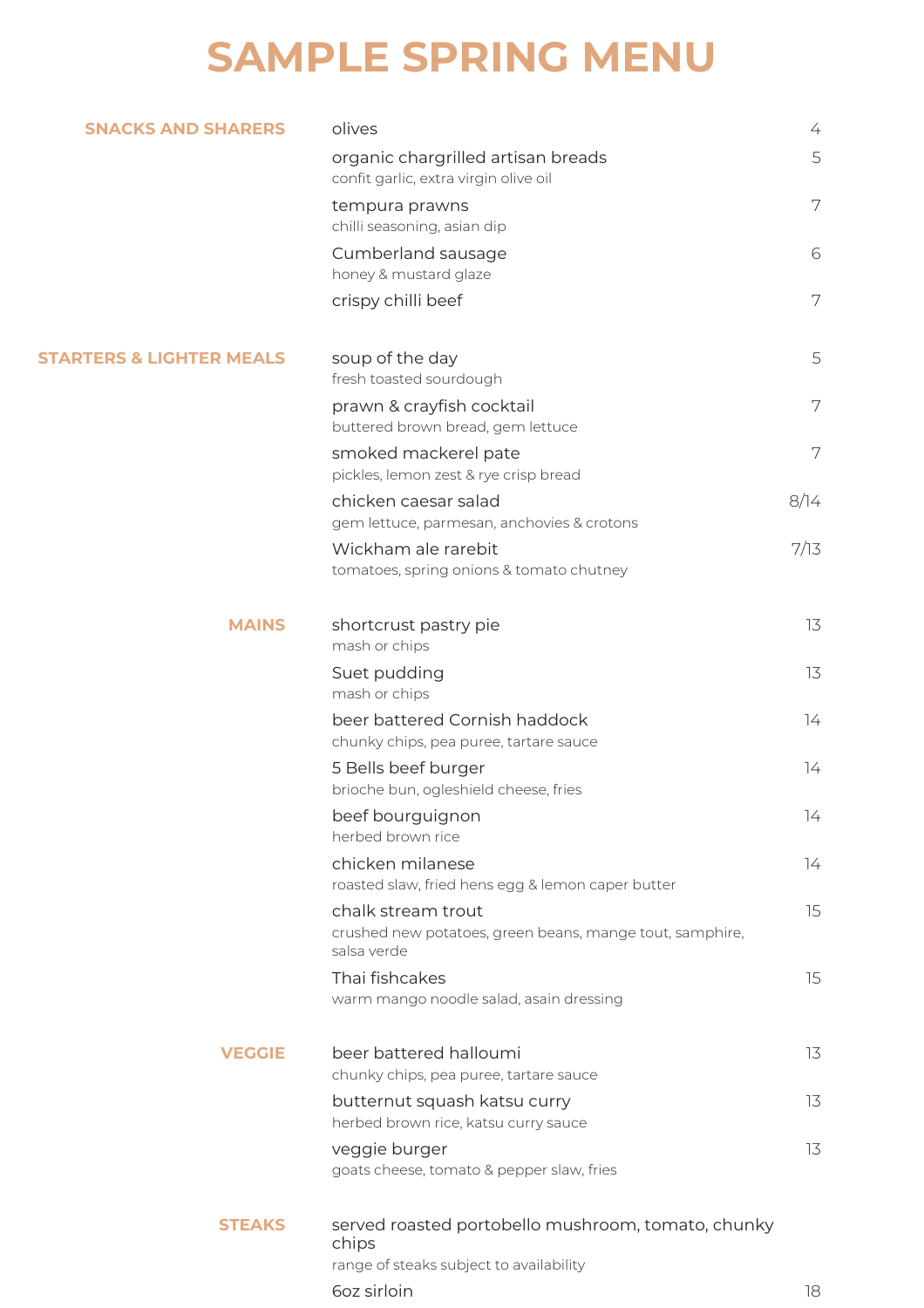# SAMPLE SPRING MENU

## SNACKS AND SHARERS

olives 4

organic chargrilled artisan breads 5
confit garlic, extra virgin olive oil

tempura prawns 7
chilli seasoning, asian dip

Cumberland sausage 6
honey & mustard glaze

crispy chilli beef 7

## STARTERS & LIGHTER MEALS

soup of the day 5
fresh toasted sourdough

prawn & crayfish cocktail 7
buttered brown bread, gem lettuce

smoked mackerel pate 7
pickles, lemon zest & rye crisp bread

chicken caesar salad 8/14
gem lettuce, parmesan, anchovies & crotons

Wickham ale rarebit 7/13
tomatoes, spring onions & tomato chutney

## MAINS

shortcrust pastry pie 13
mash or chips

Suet pudding 13
mash or chips

beer battered Cornish haddock 14
chunky chips, pea puree, tartare sauce

5 Bells beef burger 14
brioche bun, ogleshield cheese, fries

beef bourguignon 14
herbed brown rice

chicken milanese 14
roasted slaw, fried hens egg & lemon caper butter

chalk stream trout 15
crushed new potatoes, green beans, mange tout, samphire, salsa verde

Thai fishcakes 15
warm mango noodle salad, asain dressing

## VEGGIE

beer battered halloumi 13
chunky chips, pea puree, tartare sauce

butternut squash katsu curry 13
herbed brown rice, katsu curry sauce

veggie burger 13
goats cheese, tomato & pepper slaw, fries

## STEAKS

served roasted portobello mushroom, tomato, chunky chips
range of steaks subject to availability

6oz sirloin 18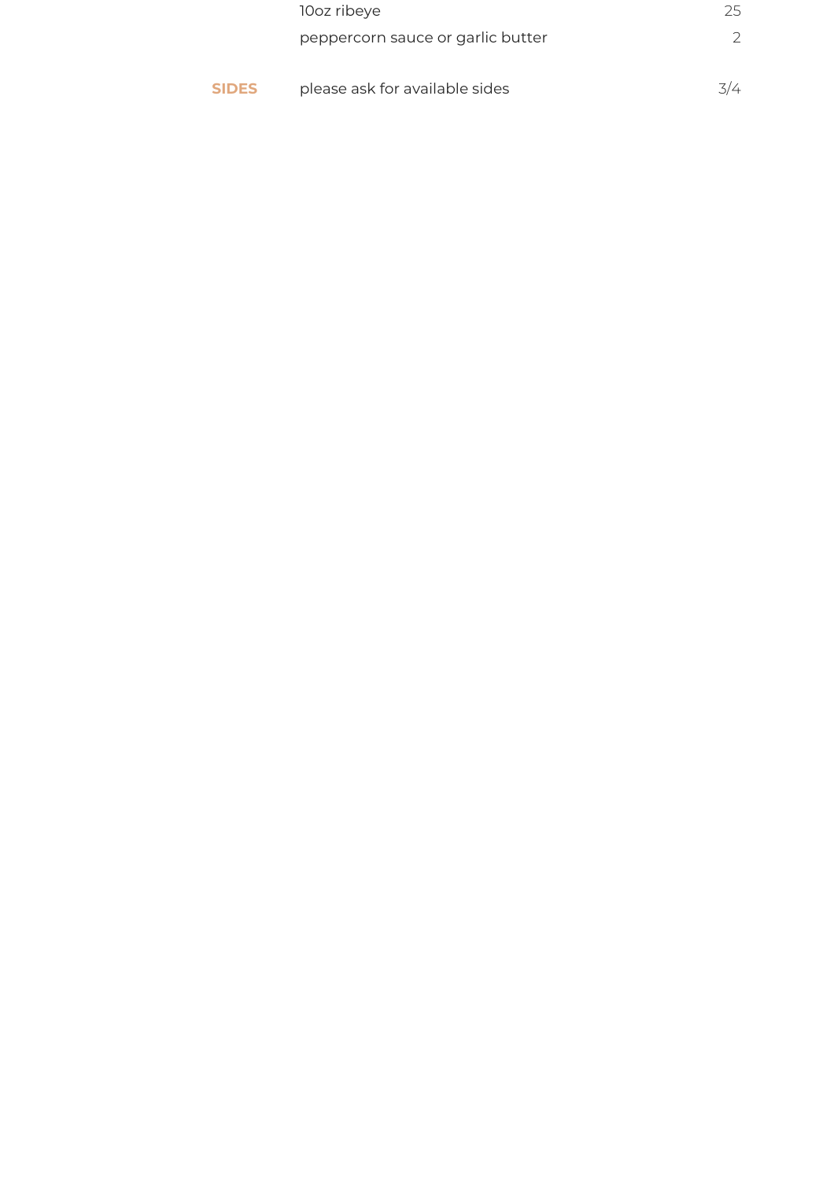| | | |
|---|---|---|
| | 10oz ribeye | 25 |
| | peppercorn sauce or garlic butter | 2 |
| **SIDES** | please ask for available sides | 3/4 |